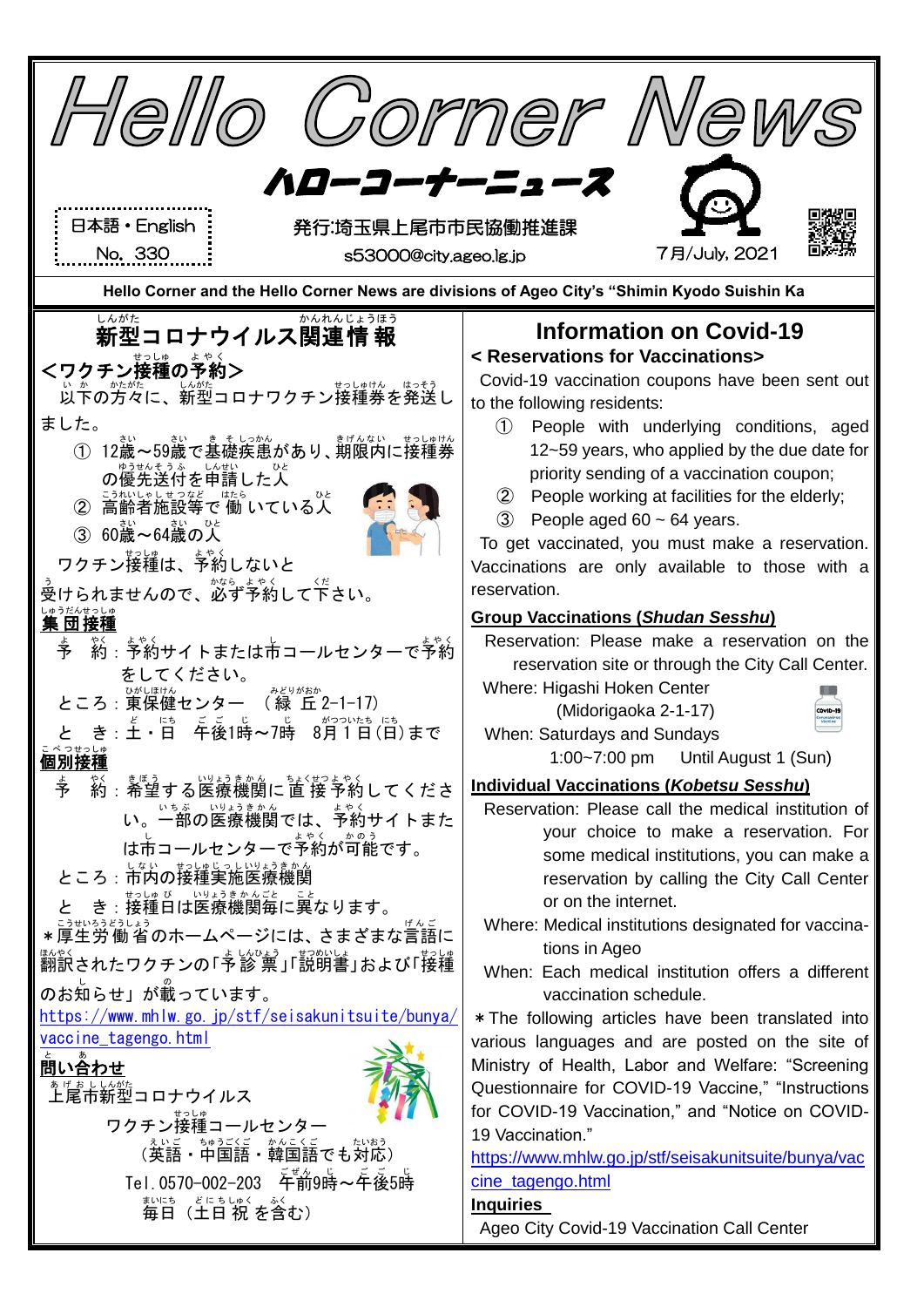# Hello Corner News

## ハローコーナーニュース

日本語・English

No. 330

発行:埼玉県上尾市市民協働推進課

s53000@city.ageo.lg.jp

7月/July, 2021

Hello Corner and the Hello Corner News are divisions of Ageo City's "Shimin Kyodo Suishin Ka

## 新型コロナウイルス関連情報

### <ワクチン接種の予約>

以下の方々に、新型コロナワクチン接種券を発送しました。

① 12歳～59歳で基礎疾患があり、期限内に接種券の優先送付を申請した人
② 高齢者施設等で働いている人
③ 60歳～64歳の人

ワクチン接種は、予約しないと受けられませんので、必ず予約して下さい。

**集団接種**

予　約：予約サイトまたは市コールセンターで予約をしてください。

ところ：東保健センター　（緑丘2-1-17）

と　き：土・日　午後1時～7時　8月1日(日)まで

**個別接種**

予　約：希望する医療機関に直接予約してください。一部の医療機関では、予約サイトまたは市コールセンターで予約が可能です。

ところ：市内の接種実施医療機関

と　き：接種日は医療機関毎に異なります。

＊厚生労働省のホームページには、さまざまな言語に翻訳されたワクチンの「予診票」「説明書」および「接種のお知らせ」が載っています。

https://www.mhlw.go.jp/stf/seisakunitsuite/bunya/vaccine_tagengo.html

**問い合わせ**

上尾市新型コロナウイルス

ワクチン接種コールセンター

（英語・中国語・韓国語でも対応）

Tel.0570-002-203　午前9時～午後5時

毎日（土日祝を含む）

## Information on Covid-19

### < Reservations for Vaccinations>

Covid-19 vaccination coupons have been sent out to the following residents:

① People with underlying conditions, aged 12~59 years, who applied by the due date for priority sending of a vaccination coupon;
② People working at facilities for the elderly;
③ People aged 60 ~ 64 years.

To get vaccinated, you must make a reservation. Vaccinations are only available to those with a reservation.

**Group Vaccinations (*Shudan Sesshu*)**

Reservation: Please make a reservation on the reservation site or through the City Call Center.

Where: Higashi Hoken Center (Midorigaoka 2-1-17)

When: Saturdays and Sundays 1:00~7:00 pm　Until August 1 (Sun)

**Individual Vaccinations (*Kobetsu Sesshu*)**

Reservation: Please call the medical institution of your choice to make a reservation. For some medical institutions, you can make a reservation by calling the City Call Center or on the internet.

Where: Medical institutions designated for vaccinations in Ageo

When: Each medical institution offers a different vaccination schedule.

＊The following articles have been translated into various languages and are posted on the site of Ministry of Health, Labor and Welfare: "Screening Questionnaire for COVID-19 Vaccine," "Instructions for COVID-19 Vaccination," and "Notice on COVID-19 Vaccination."

https://www.mhlw.go.jp/stf/seisakunitsuite/bunya/vaccine_tagengo.html

**Inquiries**

Ageo City Covid-19 Vaccination Call Center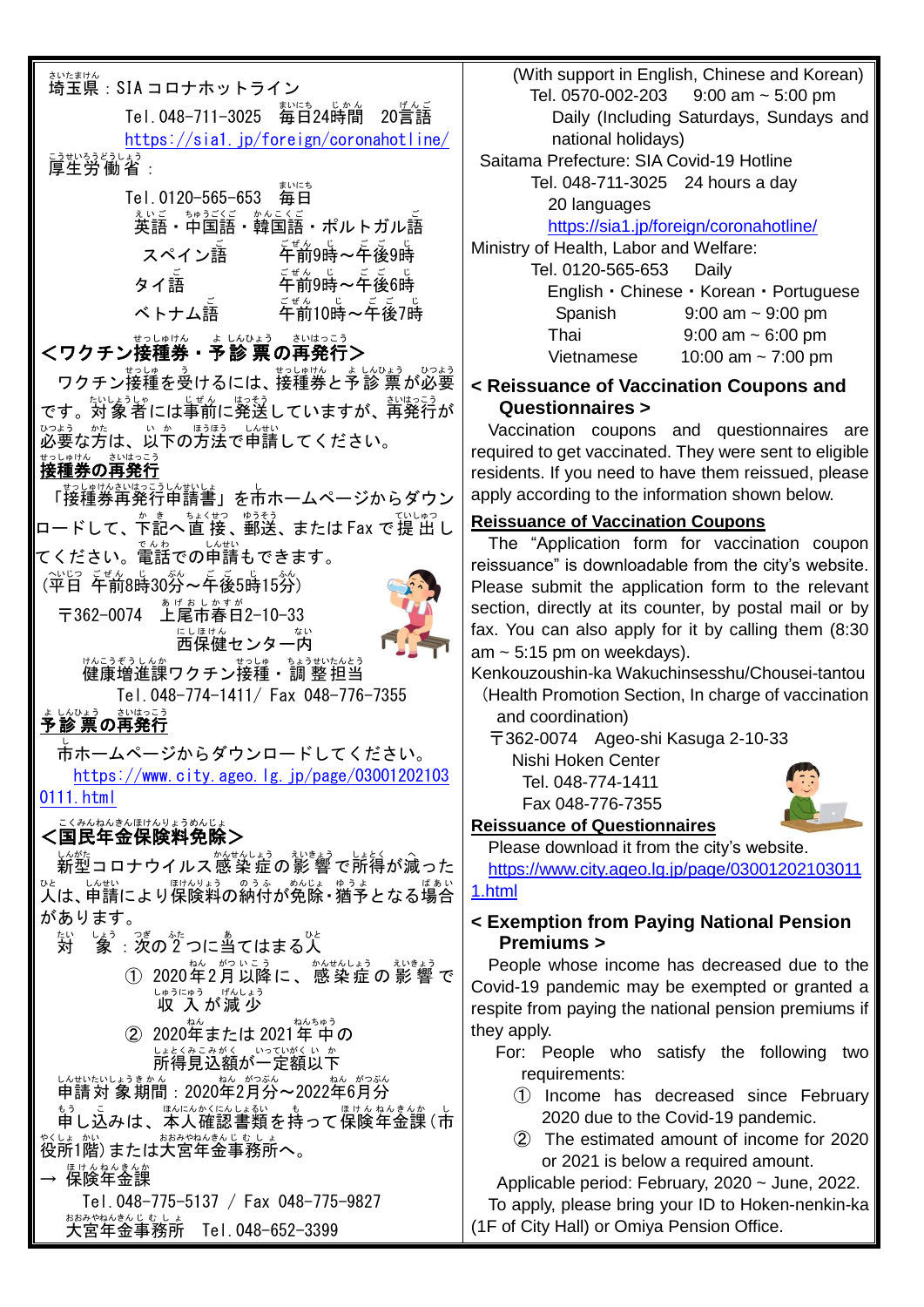埼玉県：SIAコロナホットライン

Tel.048-711-3025　毎日24時間　20言語

https://sia1.jp/foreign/coronahotline/

厚生労働省：

Tel.0120-565-653　毎日

英語・中国語・韓国語・ポルトガル語

スペイン語　　午前9時～午後9時

タイ語　　午前9時～午後6時

ベトナム語　　午前10時～午後7時

## ＜ワクチン接種券・予診票の再発行＞

ワクチン接種を受けるには、接種券と予診票が必要です。対象者には事前に発送していますが、再発行が必要な方は、以下の方法で申請してください。

### 接種券の再発行

「接種券再発行申請書」を市ホームページからダウンロードして、下記へ直接、郵送、またはFaxで提出してください。電話での申請もできます。

（平日　午前8時30分～午後5時15分）

〒362-0074　上尾市春日2-10-33

西保健センター内

健康増進課ワクチン接種・調整担当

Tel.048-774-1411/ Fax 048-776-7355

### 予診票の再発行

市ホームページからダウンロードしてください。

https://www.city.ageo.lg.jp/page/030012021030111.html

## ＜国民年金保険料免除＞

新型コロナウイルス感染症の影響で所得が減った人は、申請により保険料の納付が免除・猶予となる場合があります。

対象：次の2つに当てはまる人

① 2020年2月以降に、感染症の影響で収入が減少

② 2020年または2021年中の所得見込額が一定額以下

申請対象期間：2020年2月分～2022年6月分

申し込みは、本人確認書類を持って保険年金課（市役所1階）または大宮年金事務所へ。

→ 保険年金課

Tel.048-775-5137 / Fax 048-775-9827

大宮年金事務所　Tel.048-652-3399

(With support in English, Chinese and Korean)

Tel. 0570-002-203　9:00 am ~ 5:00 pm

Daily (Including Saturdays, Sundays and national holidays)

Saitama Prefecture: SIA Covid-19 Hotline

Tel. 048-711-3025　24 hours a day

20 languages

https://sia1.jp/foreign/coronahotline/

Ministry of Health, Labor and Welfare:

Tel. 0120-565-653　Daily

English・Chinese・Korean・Portuguese

Spanish　9:00 am ~ 9:00 pm

Thai　9:00 am ~ 6:00 pm

Vietnamese　10:00 am ~ 7:00 pm

## < Reissuance of Vaccination Coupons and Questionnaires >

Vaccination coupons and questionnaires are required to get vaccinated. They were sent to eligible residents. If you need to have them reissued, please apply according to the information shown below.

### Reissuance of Vaccination Coupons

The "Application form for vaccination coupon reissuance" is downloadable from the city's website. Please submit the application form to the relevant section, directly at its counter, by postal mail or by fax. You can also apply for it by calling them (8:30 am ~ 5:15 pm on weekdays).

Kenkouzoushin-ka Wakuchinsesshu/Chousei-tantou (Health Promotion Section, In charge of vaccination and coordination)

〒362-0074　Ageo-shi Kasuga 2-10-33

Nishi Hoken Center

Tel. 048-774-1411

Fax 048-776-7355

### Reissuance of Questionnaires

Please download it from the city's website.

https://www.city.ageo.lg.jp/page/030012021030111.html

## < Exemption from Paying National Pension Premiums >

People whose income has decreased due to the Covid-19 pandemic may be exempted or granted a respite from paying the national pension premiums if they apply.

For: People who satisfy the following two requirements:

① Income has decreased since February 2020 due to the Covid-19 pandemic.

② The estimated amount of income for 2020 or 2021 is below a required amount.

Applicable period: February, 2020 ~ June, 2022.

To apply, please bring your ID to Hoken-nenkin-ka (1F of City Hall) or Omiya Pension Office.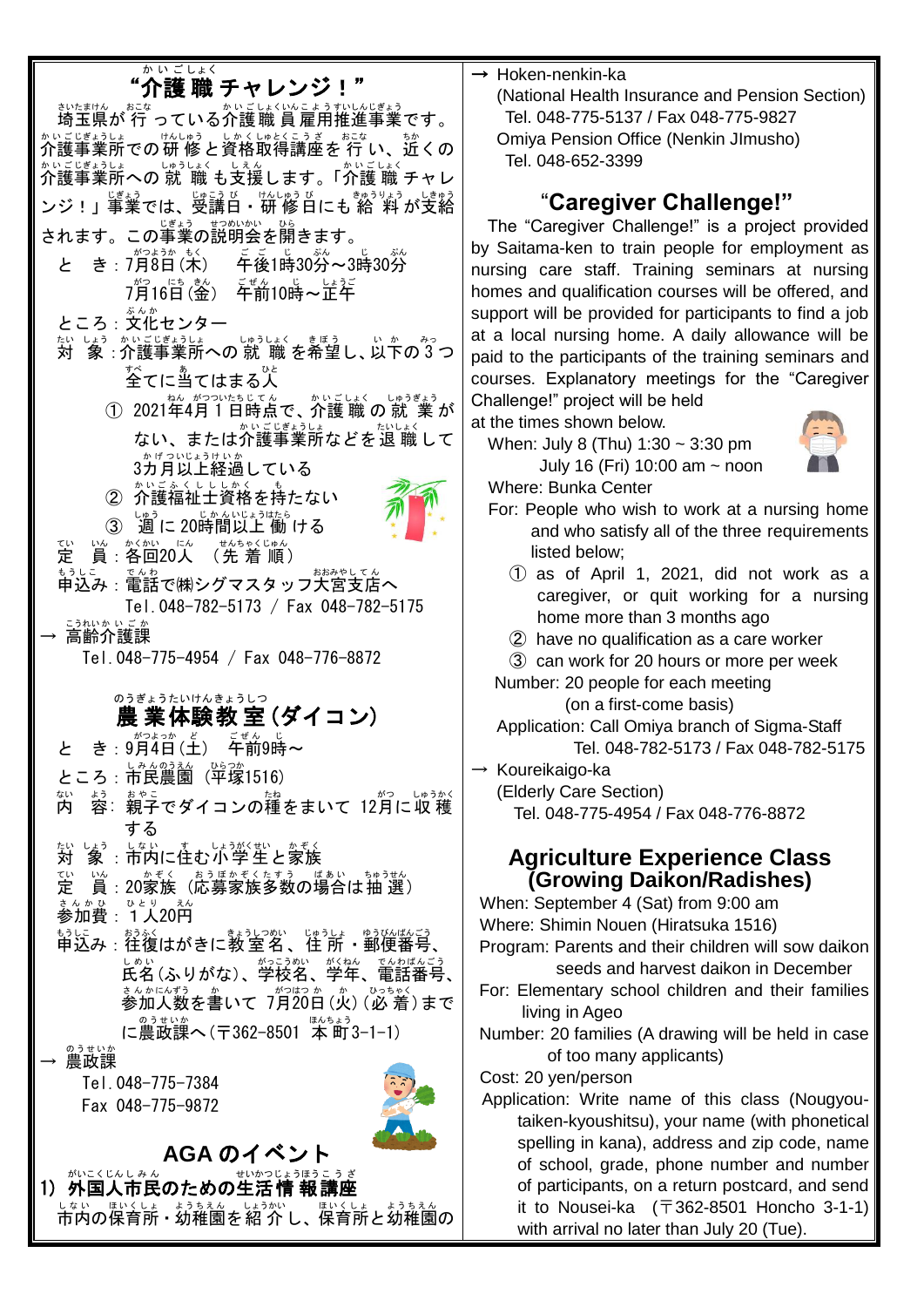## "介護職チャレンジ！"

埼玉県が行っている介護職員雇用推進事業です。介護事業所での研修と資格取得講座を行い、近くの介護事業所への就職も支援します。「介護職チャレンジ！」事業では、受講日・研修日にも給料が支給されます。この事業の説明会を開きます。

と　き：7月8日（木）　午後1時30分～3時30分
　　　　7月16日（金）　午前10時～正午

ところ：文化センター

対　象：介護事業所への就職を希望し、以下の3つ全てに当てはまる人

① 2021年4月1日時点で、介護職の就業がない、または介護事業所などを退職して3カ月以上経過している
② 介護福祉士資格を持たない
③ 週に20時間以上働ける

定　員：各回20人（先着順）

申込み：電話で㈱シグマスタッフ大宮支店へ
Tel.048-782-5173 / Fax 048-782-5175

→ 高齢介護課
Tel.048-775-4954 / Fax 048-776-8872

## 農業体験教室（ダイコン）

と　き：9月4日（土）　午前9時～

ところ：市民農園（平塚1516）

内　容：親子でダイコンの種をまいて12月に収穫する

対　象：市内に住む小学生と家族

定　員：20家族（応募家族多数の場合は抽選）

参加費：1人20円

申込み：往復はがきに教室名、住所・郵便番号、氏名（ふりがな）、学校名、学年、電話番号、参加人数を書いて7月20日（火）（必着）までに農政課へ（〒362-8501 本町3-1-1）

→ 農政課
Tel.048-775-7384
Fax 048-775-9872

## AGAのイベント

### 1) 外国人市民のための生活情報講座

市内の保育所・幼稚園を紹介し、保育所と幼稚園の

→ Hoken-nenkin-ka
(National Health Insurance and Pension Section)
Tel. 048-775-5137 / Fax 048-775-9827
Omiya Pension Office (Nenkin JImusho)
Tel. 048-652-3399

## "Caregiver Challenge!"

The "Caregiver Challenge!" is a project provided by Saitama-ken to train people for employment as nursing care staff. Training seminars at nursing homes and qualification courses will be offered, and support will be provided for participants to find a job at a local nursing home. A daily allowance will be paid to the participants of the training seminars and courses. Explanatory meetings for the "Caregiver Challenge!" project will be held at the times shown below.

When: July 8 (Thu) 1:30 ~ 3:30 pm
　　July 16 (Fri) 10:00 am ~ noon

Where: Bunka Center

For: People who wish to work at a nursing home and who satisfy all of the three requirements listed below;

① as of April 1, 2021, did not work as a caregiver, or quit working for a nursing home more than 3 months ago
② have no qualification as a care worker
③ can work for 20 hours or more per week

Number: 20 people for each meeting (on a first-come basis)

Application: Call Omiya branch of Sigma-Staff
Tel. 048-782-5173 / Fax 048-782-5175

→ Koureikaigo-ka
(Elderly Care Section)
Tel. 048-775-4954 / Fax 048-776-8872

## Agriculture Experience Class (Growing Daikon/Radishes)

When: September 4 (Sat) from 9:00 am

Where: Shimin Nouen (Hiratsuka 1516)

Program: Parents and their children will sow daikon seeds and harvest daikon in December

For: Elementary school children and their families living in Ageo

Number: 20 families (A drawing will be held in case of too many applicants)

Cost: 20 yen/person

Application: Write name of this class (Nougyou-taiken-kyoushitsu), your name (with phonetical spelling in kana), address and zip code, name of school, grade, phone number and number of participants, on a return postcard, and send it to Nousei-ka (〒362-8501 Honcho 3-1-1) with arrival no later than July 20 (Tue).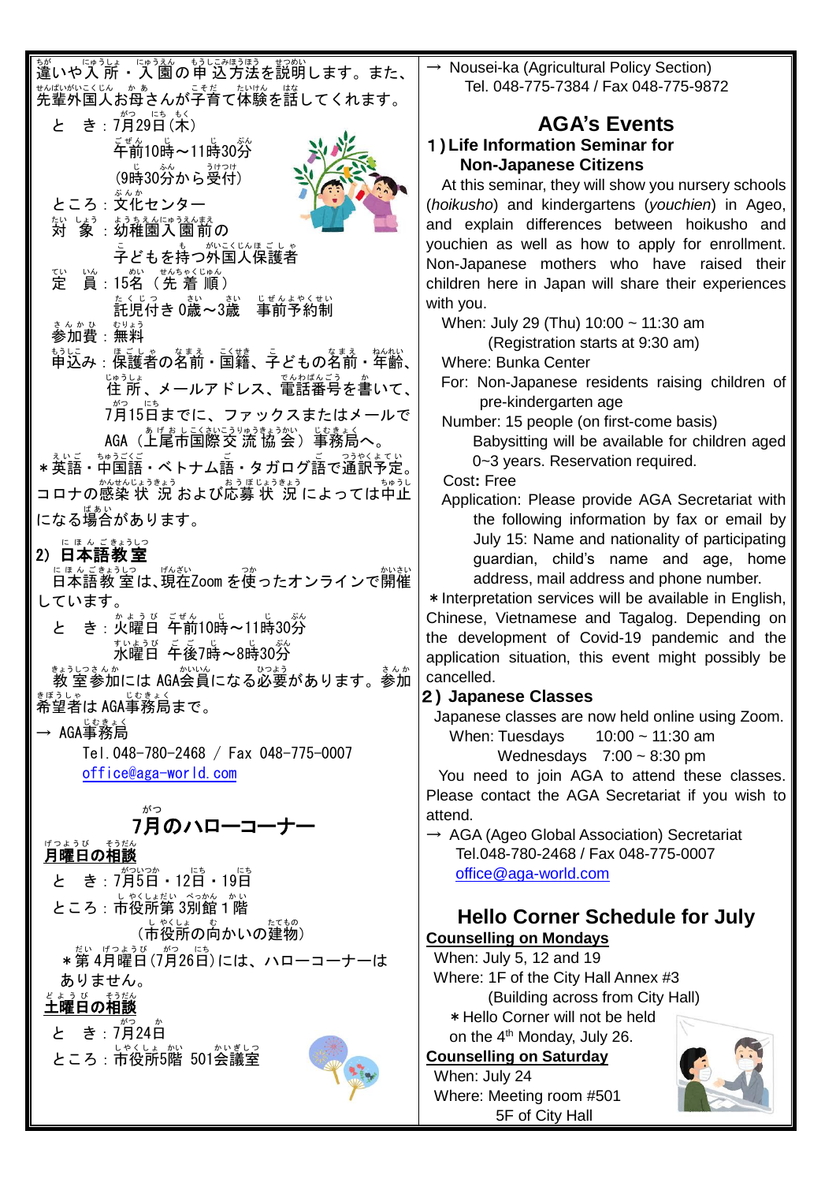違いや入所・入園の申込方法を説明します。また、先輩外国人お母さんが子育て体験を話してくれます。

と　き：7月29日（木）
　　　　午前10時～11時30分
　　　　（9時30分から受付）
ところ：文化センター
対　象：幼稚園入園前の子どもを持つ外国人保護者
定　員：15名（先着順）
　　　　託児付き 0歳～3歳　事前予約制
参加費：無料
申込み：保護者の名前・国籍、子どもの名前・年齢、住所、メールアドレス、電話番号を書いて、7月15日までに、ファックスまたはメールでAGA（上尾市国際交流協会）事務局へ。

＊英語・中国語・ベトナム語・タガログ語で通訳予定。コロナの感染状況および応募状況によっては中止になる場合があります。

## 2）日本語教室

日本語教室は、現在Zoomを使ったオンラインで開催しています。

と　き：火曜日　午前10時～11時30分
　　　　水曜日　午後7時～8時30分

教室参加にはAGA会員になる必要があります。参加希望者はAGA事務局まで。

→ AGA事務局
Tel.048-780-2468 / Fax 048-775-0007
office@aga-world.com

# 7月のハローコーナー

**月曜日の相談**

と　き：7月5日・12日・19日
ところ：市役所第3別館1階
　　　　（市役所の向かいの建物）
＊第4月曜日（7月26日）には、ハローコーナーはありません。

**土曜日の相談**

と　き：7月24日
ところ：市役所5階　501会議室

→ Nousei-ka (Agricultural Policy Section)
Tel. 048-775-7384 / Fax 048-775-9872

# AGA's Events

## 1) Life Information Seminar for Non-Japanese Citizens

At this seminar, they will show you nursery schools (*hoikusho*) and kindergartens (*youchien*) in Ageo, and explain differences between hoikusho and youchien as well as how to apply for enrollment. Non-Japanese mothers who have raised their children here in Japan will share their experiences with you.

When: July 29 (Thu) 10:00 ~ 11:30 am
　(Registration starts at 9:30 am)
Where: Bunka Center
For: Non-Japanese residents raising children of pre-kindergarten age
Number: 15 people (on first-come basis)
　Babysitting will be available for children aged 0~3 years. Reservation required.
Cost: Free
Application: Please provide AGA Secretariat with the following information by fax or email by July 15: Name and nationality of participating guardian, child's name and age, home address, mail address and phone number.

＊Interpretation services will be available in English, Chinese, Vietnamese and Tagalog. Depending on the development of Covid-19 pandemic and the application situation, this event might possibly be cancelled.

## 2) Japanese Classes

Japanese classes are now held online using Zoom.

When: Tuesdays　10:00 ~ 11:30 am
　Wednesdays　7:00 ~ 8:30 pm

You need to join AGA to attend these classes. Please contact the AGA Secretariat if you wish to attend.

→ AGA (Ageo Global Association) Secretariat
Tel.048-780-2468 / Fax 048-775-0007
office@aga-world.com

# Hello Corner Schedule for July

**Counselling on Mondays**

When: July 5, 12 and 19
Where: 1F of the City Hall Annex #3
　(Building across from City Hall)
＊Hello Corner will not be held on the 4th Monday, July 26.

**Counselling on Saturday**

When: July 24
Where: Meeting room #501
　5F of City Hall